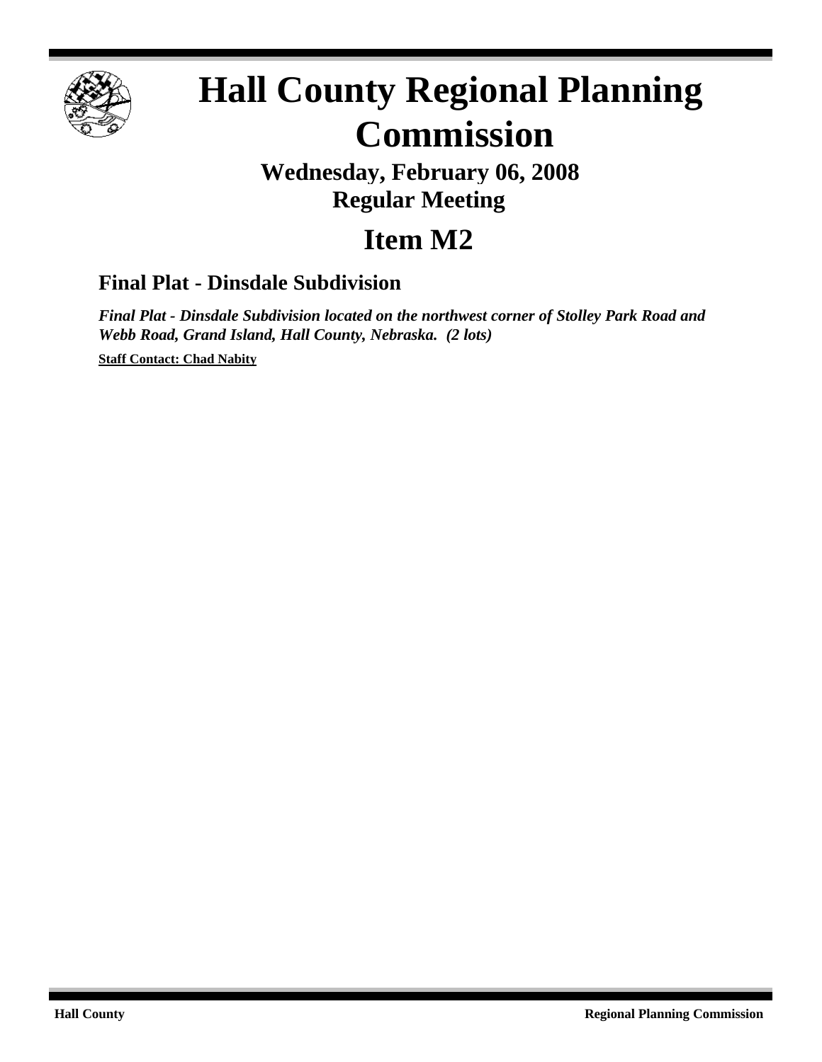# Hall County Regional Planning Commission

## Wednesday, February 06, 2008
## Regular Meeting

# Item M2

### Final Plat - Dinsdale Subdivision

***Final Plat - Dinsdale Subdivision located on the northwest corner of Stolley Park Road and Webb Road, Grand Island, Hall County, Nebraska. (2 lots)***

**Staff Contact: Chad Nabity**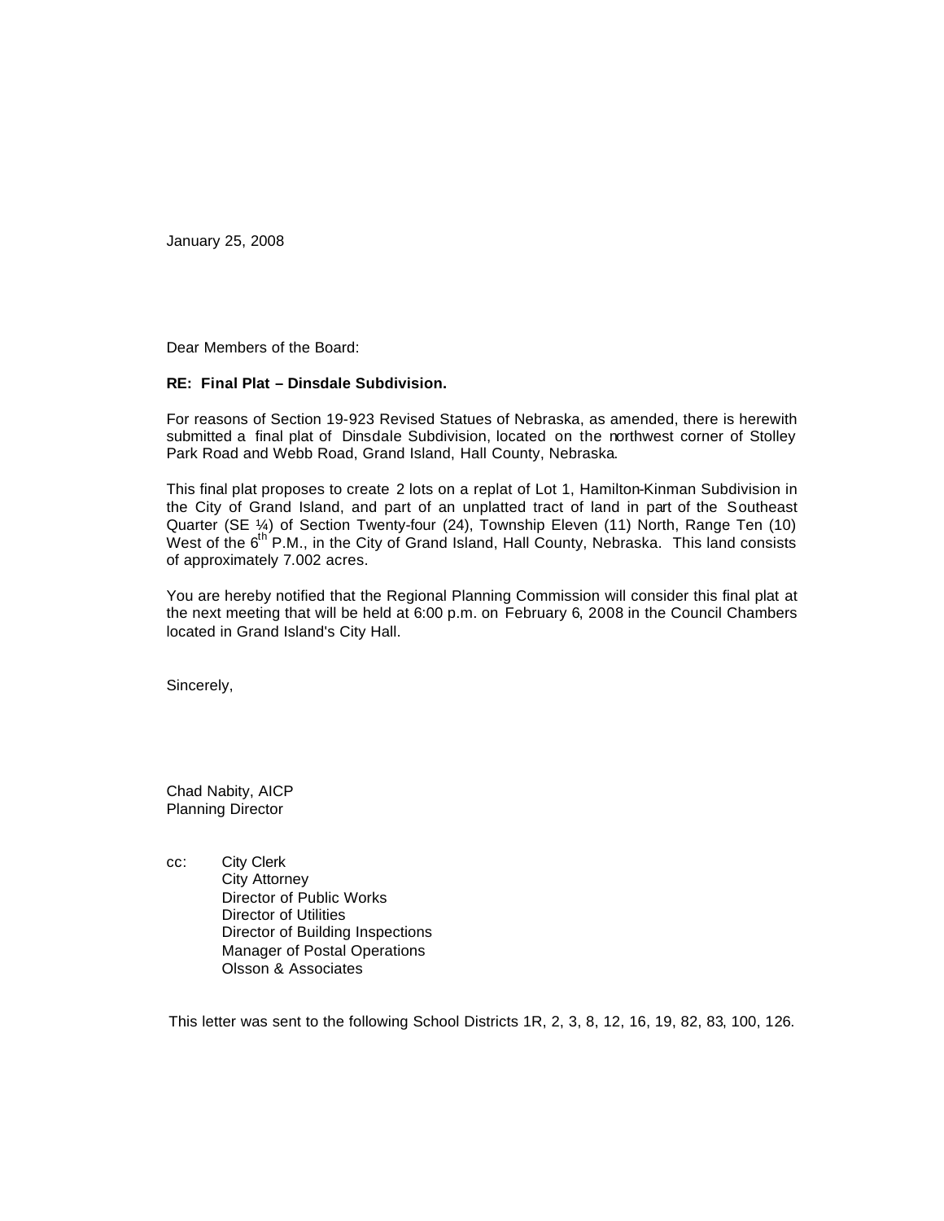January 25, 2008

Dear Members of the Board:

**RE: Final Plat – Dinsdale Subdivision.**

For reasons of Section 19-923 Revised Statues of Nebraska, as amended, there is herewith submitted a final plat of Dinsdale Subdivision, located on the northwest corner of Stolley Park Road and Webb Road, Grand Island, Hall County, Nebraska.

This final plat proposes to create 2 lots on a replat of Lot 1, Hamilton-Kinman Subdivision in the City of Grand Island, and part of an unplatted tract of land in part of the Southeast Quarter (SE ¼) of Section Twenty-four (24), Township Eleven (11) North, Range Ten (10) West of the 6th P.M., in the City of Grand Island, Hall County, Nebraska. This land consists of approximately 7.002 acres.

You are hereby notified that the Regional Planning Commission will consider this final plat at the next meeting that will be held at 6:00 p.m. on February 6, 2008 in the Council Chambers located in Grand Island's City Hall.

Sincerely,

Chad Nabity, AICP
Planning Director

cc: City Clerk
City Attorney
Director of Public Works
Director of Utilities
Director of Building Inspections
Manager of Postal Operations
Olsson & Associates

This letter was sent to the following School Districts 1R, 2, 3, 8, 12, 16, 19, 82, 83, 100, 126.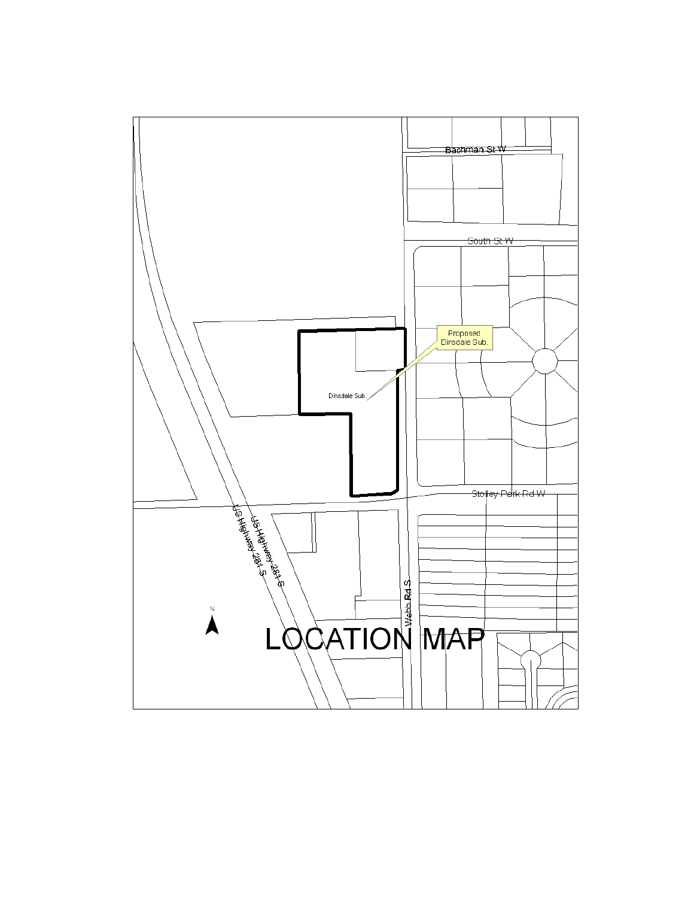Bachman St W

South St W

Proposed Dinsdale Sub.

Dinsdale Sub.

Stolley Park Rd W

US Highway 281 S

US Highway 281 S

Webb Rd S

N

# LOCATION MAP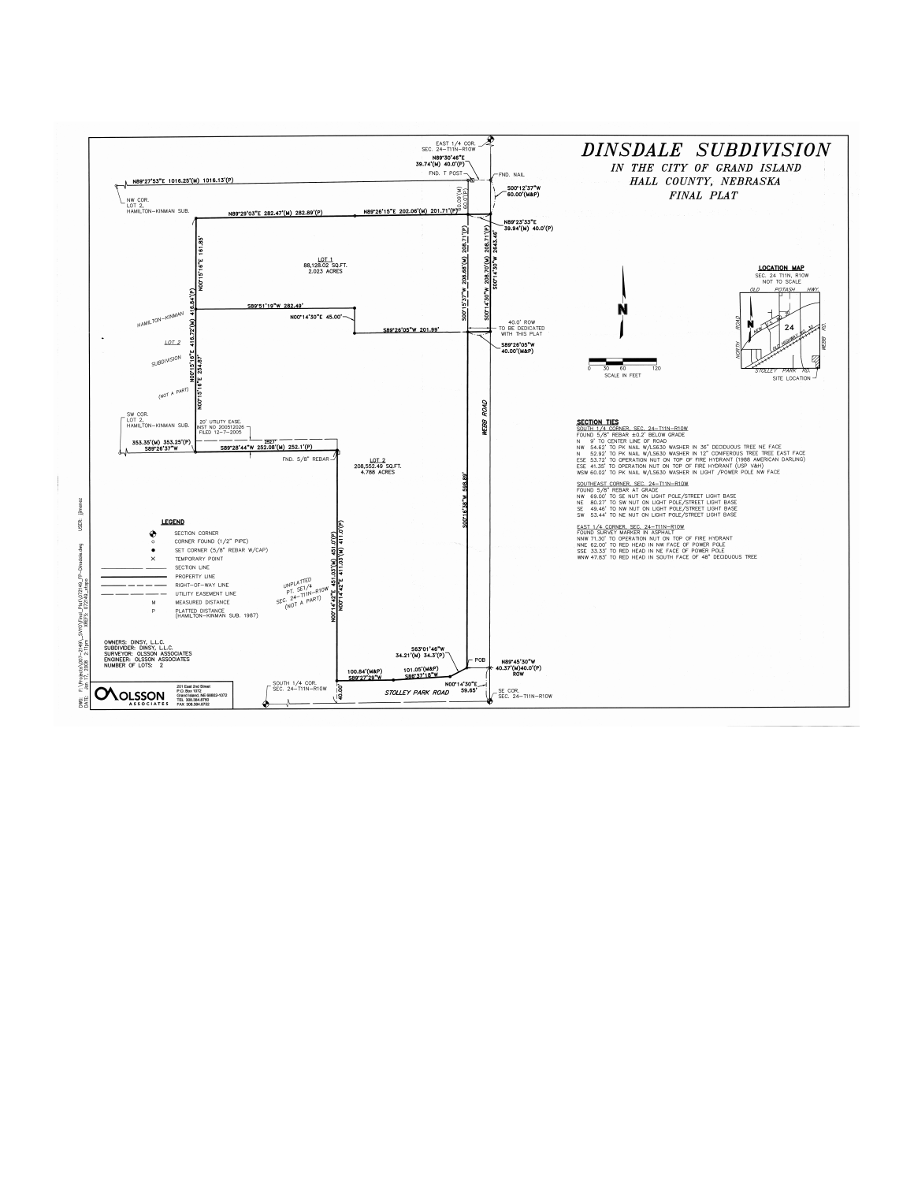# DINSDALE SUBDIVISION

## IN THE CITY OF GRAND ISLAND
## HALL COUNTY, NEBRASKA
## FINAL PLAT

EAST 1/4 COR. SEC. 24–T11N–R10W

N89°30'46"E 39.74'(M) 40.0'(P)

FND. T POST

FND. NAIL

S00°12'37"W 60.00'(M&P)

N89°27'53"E 1016.25'(M) 1016.13'(P)

NW COR. LOT 2, HAMILTON–KINMAN SUB.

N89°29'03"E 282.47'(M) 282.89'(P)

N89°26'15"E 202.06'(M) 201.71'(P)

60.06'(M) 60.0'(P)

N89°23'33"E 39.94'(M) 40.0'(P)

N00°15'16"E 161.85'

LOT 1
88,128.02 SQ.FT.
2.023 ACRES

S00°15'37"W 208.68'(M) 208.71'(P)

S00°14'30"W 208.70'(M) 208.71'(P)

S00°14'30"W 2643.46'

S89°51'19"W 282.49'

N00°14'30"E 45.00'

S89°26'05"W 201.99'

40.0' ROW TO BE DEDICATED WITH THIS PLAT

S89°26'05"W 40.00'(M&P)

HAMILTON–KINMAN LOT 2 SUBDIVISION (NOT A PART)

N00°15'16"E 416.72'(M) 416.84'(P)

N00°15'16"E 254.87'

WEBB ROAD

SW COR. LOT 2, HAMILTON–KINMAN SUB.

20' UTILITY EASE. INST NO 200512026 FILED 12-7-2005

350'

353.35'(M) 353.25'(P)

S89°26'37"W

S89°28'44"W 252.08'(M) 252.1'(P)

FND. 5/8" REBAR

LOT 2
208,552.49 SQ.FT.
4.788 ACRES

S00°16'38"W 508.89'

UNPLATTED PT. SE1/4 SEC. 24–T11N–R10W (NOT A PART)

N00°14'42"E 451.03'(M) 451.0'(P)

N00°14'42"E 411.03'(M) 411.0'(P)

S63°01'46"W 34.21'(M) 34.3'(P)

POB

N89°45'30"W 40.37'(M) 40.0'(P) ROW

100.84'(M&P) S89°27'29"W

101.05'(M&P) S86°37'18"W

N00°14'30"E 59.65'

SOUTH 1/4 COR. SEC. 24–T11N–R10W

40.00'

STOLLEY PARK ROAD

SE COR. SEC. 24–T11N–R10W

N

0 30 60 120
SCALE IN FEET

### LOCATION MAP

SEC. 24 T11N, R10W
NOT TO SCALE

OLD POTASH HWY.
NORTH ROAD
24
WEBB RD.
STOLLEY PARK RD.
SITE LOCATION

### LEGEND

- SECTION CORNER
- CORNER FOUND (1/2" PIPE)
- SET CORNER (5/8" REBAR W/CAP)
- TEMPORARY POINT
- SECTION LINE
- PROPERTY LINE
- RIGHT–OF–WAY LINE
- UTILITY EASEMENT LINE
- M MEASURED DISTANCE
- P PLATTED DISTANCE (HAMILTON–KINMAN SUB. 1987)

### SECTION TIES

**SOUTH 1/4 CORNER, SEC. 24–T11N–R10W**
FOUND 5/8" REBAR ±0.2' BELOW GRADE
N 9' TO CENTER LINE OF ROAD
NW 54.62' TO PK NAIL W/LS630 WASHER IN 36" DECIDUOUS TREE NE FACE
N 52.92' TO PK NAIL W/LS630 WASHER IN 12" CONIFEROUS TREE TREE EAST FACE
ESE 53.72' TO OPERATION NUT ON TOP OF FIRE HYDRANT (1988 AMERICAN DARLING)
ESE 41.35' TO OPERATION NUT ON TOP OF FIRE HYDRANT (USP V&H)
WSW 60.02' TO PK NAIL W/LS630 WASHER IN LIGHT /POWER POLE NW FACE

**SOUTHEAST CORNER, SEC. 24–T11N–R10W**
FOUND 5/8" REBAR AT GRADE
NW 69.00' TO SE NUT ON LIGHT POLE/STREET LIGHT BASE
NE 80.27' TO SW NUT ON LIGHT POLE/STREET LIGHT BASE
SE 49.46' TO NW NUT ON LIGHT POLE/STREET LIGHT BASE
SW 53.44' TO NE NUT ON LIGHT POLE/STREET LIGHT BASE

**EAST 1/4 CORNER, SEC. 24–T11N–R10W**
FOUND SURVEY MARKER IN ASPHALT
NNW 71.30' TO OPERATION NUT ON TOP OF FIRE HYDRANT
NNE 62.00' TO RED HEAD IN NW FACE OF POWER POLE
SSE 33.33' TO RED HEAD IN NE FACE OF POWER POLE
WNW 47.83' TO RED HEAD IN SOUTH FACE OF 48" DECIDUOUS TREE

OWNERS: DINSY, L.L.C.
SUBDIVIDER: DINSY, L.L.C.
SURVEYOR: OLSSON ASSOCIATES
ENGINEER: OLSSON ASSOCIATES
NUMBER OF LOTS: 2

OLSSON ASSOCIATES
201 East 2nd Street
P.O. Box 1072
Grand Island, NE 68802-1072
TEL 308.384.8750
FAX 308.384.8752